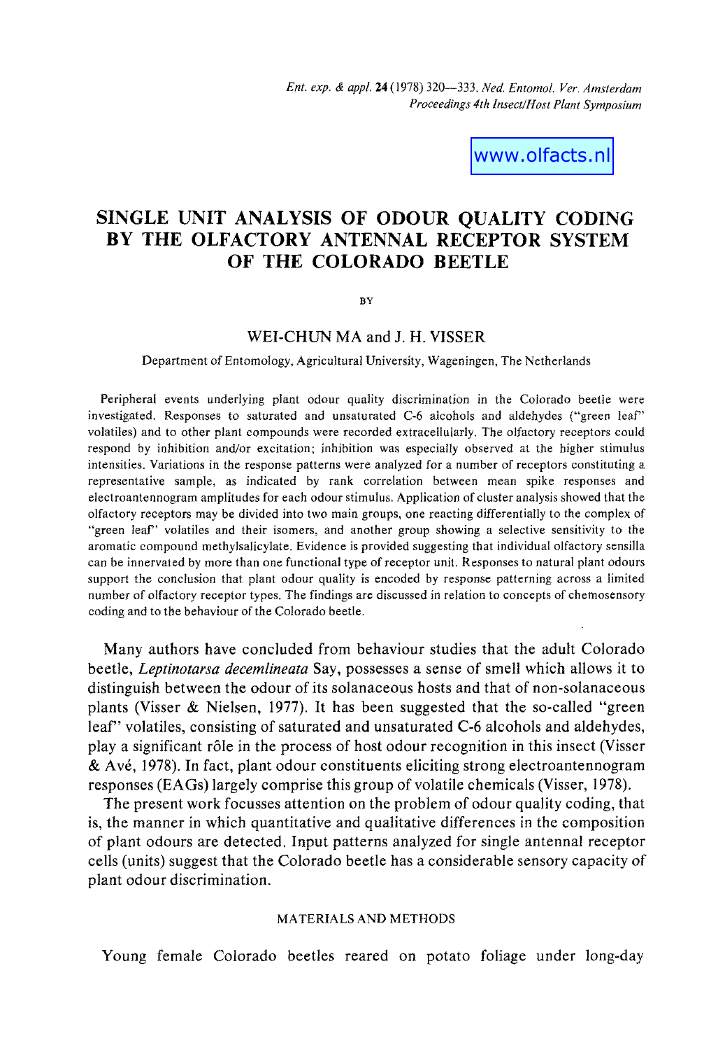*Ent. exp. & appl.* **24** (1978) 320—333. *Ned. Entomol. Ver. Amsterdam*
*Proceedings 4th Insect/Host Plant Symposium*

www.olfacts.nl

# SINGLE UNIT ANALYSIS OF ODOUR QUALITY CODING BY THE OLFACTORY ANTENNAL RECEPTOR SYSTEM OF THE COLORADO BEETLE

BY

WEI-CHUN MA and J. H. VISSER

Department of Entomology, Agricultural University, Wageningen, The Netherlands

Peripheral events underlying plant odour quality discrimination in the Colorado beetle were investigated. Responses to saturated and unsaturated C-6 alcohols and aldehydes ("green leaf" volatiles) and to other plant compounds were recorded extracellularly. The olfactory receptors could respond by inhibition and/or excitation; inhibition was especially observed at the higher stimulus intensities. Variations in the response patterns were analyzed for a number of receptors constituting a representative sample, as indicated by rank correlation between mean spike responses and electroantennogram amplitudes for each odour stimulus. Application of cluster analysis showed that the olfactory receptors may be divided into two main groups, one reacting differentially to the complex of "green leaf" volatiles and their isomers, and another group showing a selective sensitivity to the aromatic compound methylsalicylate. Evidence is provided suggesting that individual olfactory sensilla can be innervated by more than one functional type of receptor unit. Responses to natural plant odours support the conclusion that plant odour quality is encoded by response patterning across a limited number of olfactory receptor types. The findings are discussed in relation to concepts of chemosensory coding and to the behaviour of the Colorado beetle.

Many authors have concluded from behaviour studies that the adult Colorado beetle, *Leptinotarsa decemlineata* Say, possesses a sense of smell which allows it to distinguish between the odour of its solanaceous hosts and that of non-solanaceous plants (Visser & Nielsen, 1977). It has been suggested that the so-called "green leaf" volatiles, consisting of saturated and unsaturated C-6 alcohols and aldehydes, play a significant rôle in the process of host odour recognition in this insect (Visser & Avé, 1978). In fact, plant odour constituents eliciting strong electroantennogram responses (EAGs) largely comprise this group of volatile chemicals (Visser, 1978).

The present work focusses attention on the problem of odour quality coding, that is, the manner in which quantitative and qualitative differences in the composition of plant odours are detected. Input patterns analyzed for single antennal receptor cells (units) suggest that the Colorado beetle has a considerable sensory capacity of plant odour discrimination.

## MATERIALS AND METHODS

Young female Colorado beetles reared on potato foliage under long-day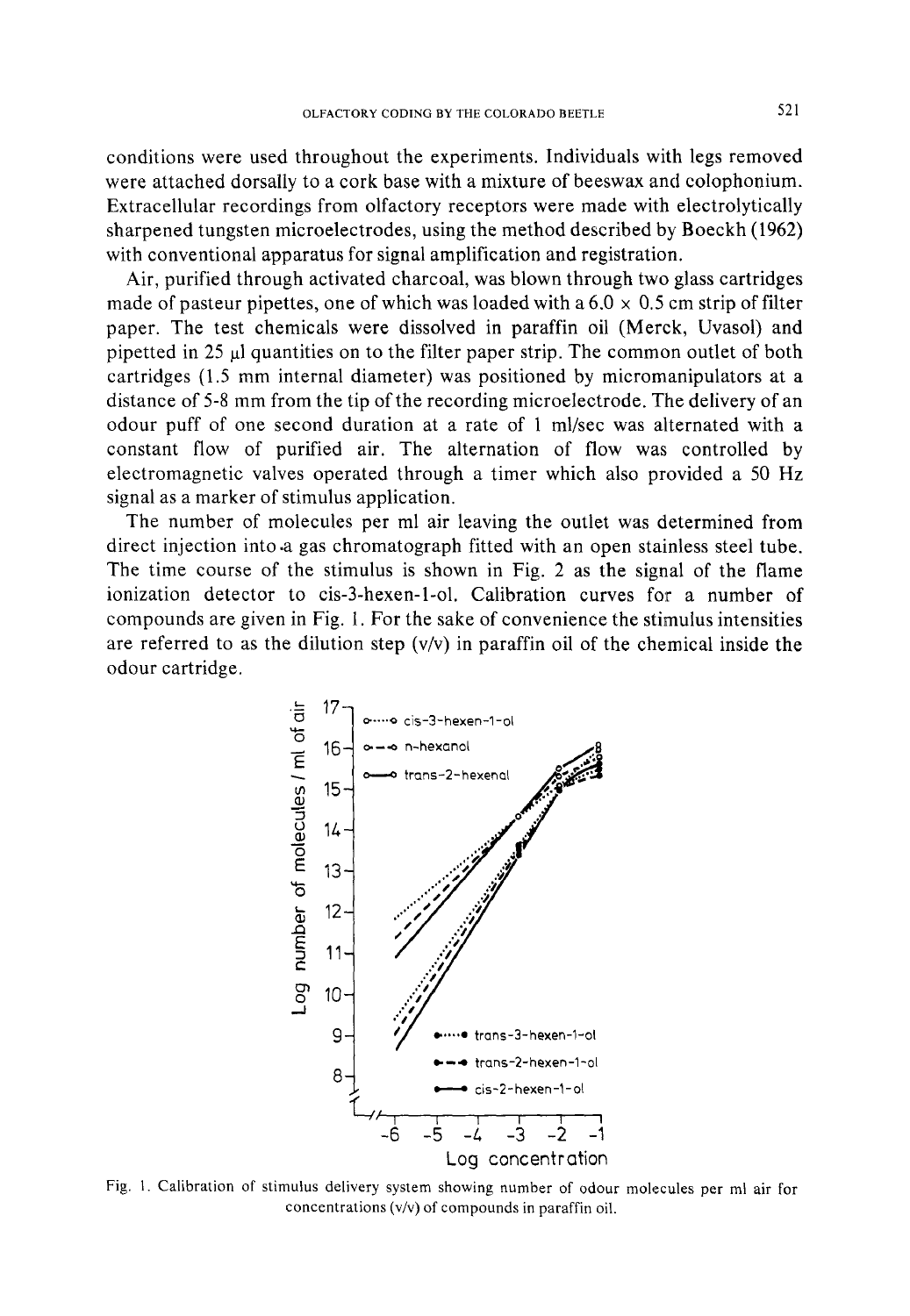conditions were used throughout the experiments. Individuals with legs removed were attached dorsally to a cork base with a mixture of beeswax and colophonium. Extracellular recordings from olfactory receptors were made with electrolytically sharpened tungsten microelectrodes, using the method described by Boeckh (1962) with conventional apparatus for signal amplification and registration.

Air, purified through activated charcoal, was blown through two glass cartridges made of pasteur pipettes, one of which was loaded with a 6.0 × 0.5 cm strip of filter paper. The test chemicals were dissolved in paraffin oil (Merck, Uvasol) and pipetted in 25 μl quantities on to the filter paper strip. The common outlet of both cartridges (1.5 mm internal diameter) was positioned by micromanipulators at a distance of 5-8 mm from the tip of the recording microelectrode. The delivery of an odour puff of one second duration at a rate of 1 ml/sec was alternated with a constant flow of purified air. The alternation of flow was controlled by electromagnetic valves operated through a timer which also provided a 50 Hz signal as a marker of stimulus application.

The number of molecules per ml air leaving the outlet was determined from direct injection into a gas chromatograph fitted with an open stainless steel tube. The time course of the stimulus is shown in Fig. 2 as the signal of the flame ionization detector to cis-3-hexen-1-ol. Calibration curves for a number of compounds are given in Fig. 1. For the sake of convenience the stimulus intensities are referred to as the dilution step (v/v) in paraffin oil of the chemical inside the odour cartridge.

Log number of molecules / ml of air

17
16
15
14
13
12
11
10
9
8

cis-3-hexen-1-ol
n-hexanol
trans-2-hexenal
trans-3-hexen-1-ol
trans-2-hexen-1-ol
cis-2-hexen-1-ol

-6 -5 -4 -3 -2 -1

Log concentration

Fig. 1. Calibration of stimulus delivery system showing number of odour molecules per ml air for concentrations (v/v) of compounds in paraffin oil.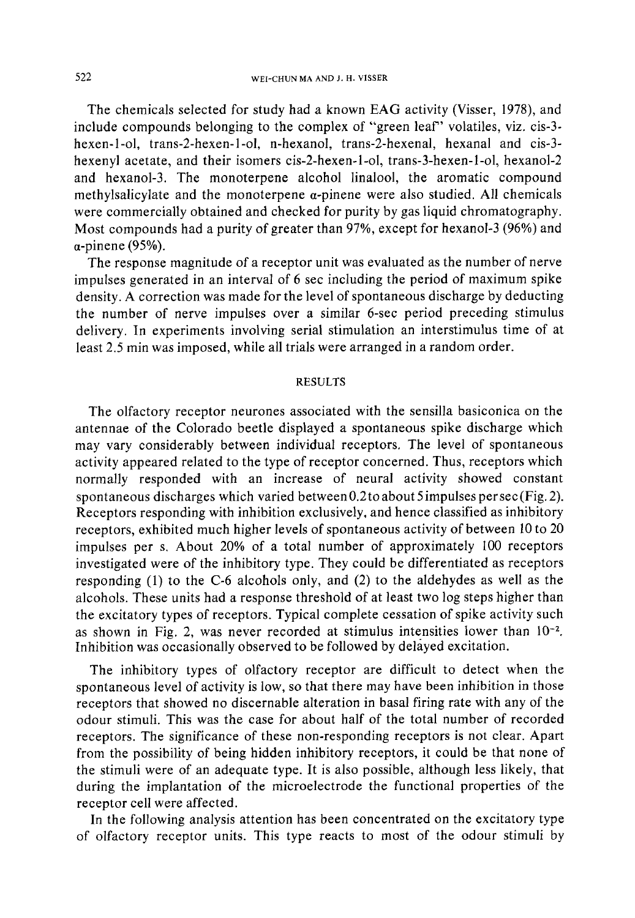The chemicals selected for study had a known EAG activity (Visser, 1978), and include compounds belonging to the complex of "green leaf" volatiles, viz. cis-3-hexen-1-ol, trans-2-hexen-1-ol, n-hexanol, trans-2-hexenal, hexanal and cis-3-hexenyl acetate, and their isomers cis-2-hexen-1-ol, trans-3-hexen-1-ol, hexanol-2 and hexanol-3. The monoterpene alcohol linalool, the aromatic compound methylsalicylate and the monoterpene α-pinene were also studied. All chemicals were commercially obtained and checked for purity by gas liquid chromatography. Most compounds had a purity of greater than 97%, except for hexanol-3 (96%) and α-pinene (95%).

The response magnitude of a receptor unit was evaluated as the number of nerve impulses generated in an interval of 6 sec including the period of maximum spike density. A correction was made for the level of spontaneous discharge by deducting the number of nerve impulses over a similar 6-sec period preceding stimulus delivery. In experiments involving serial stimulation an interstimulus time of at least 2.5 min was imposed, while all trials were arranged in a random order.

## RESULTS

The olfactory receptor neurones associated with the sensilla basiconica on the antennae of the Colorado beetle displayed a spontaneous spike discharge which may vary considerably between individual receptors. The level of spontaneous activity appeared related to the type of receptor concerned. Thus, receptors which normally responded with an increase of neural activity showed constant spontaneous discharges which varied between 0.2 to about 5 impulses per sec (Fig. 2). Receptors responding with inhibition exclusively, and hence classified as inhibitory receptors, exhibited much higher levels of spontaneous activity of between 10 to 20 impulses per s. About 20% of a total number of approximately 100 receptors investigated were of the inhibitory type. They could be differentiated as receptors responding (1) to the C-6 alcohols only, and (2) to the aldehydes as well as the alcohols. These units had a response threshold of at least two log steps higher than the excitatory types of receptors. Typical complete cessation of spike activity such as shown in Fig. 2, was never recorded at stimulus intensities lower than $10^{-2}$. Inhibition was occasionally observed to be followed by delayed excitation.

The inhibitory types of olfactory receptor are difficult to detect when the spontaneous level of activity is low, so that there may have been inhibition in those receptors that showed no discernable alteration in basal firing rate with any of the odour stimuli. This was the case for about half of the total number of recorded receptors. The significance of these non-responding receptors is not clear. Apart from the possibility of being hidden inhibitory receptors, it could be that none of the stimuli were of an adequate type. It is also possible, although less likely, that during the implantation of the microelectrode the functional properties of the receptor cell were affected.

In the following analysis attention has been concentrated on the excitatory type of olfactory receptor units. This type reacts to most of the odour stimuli by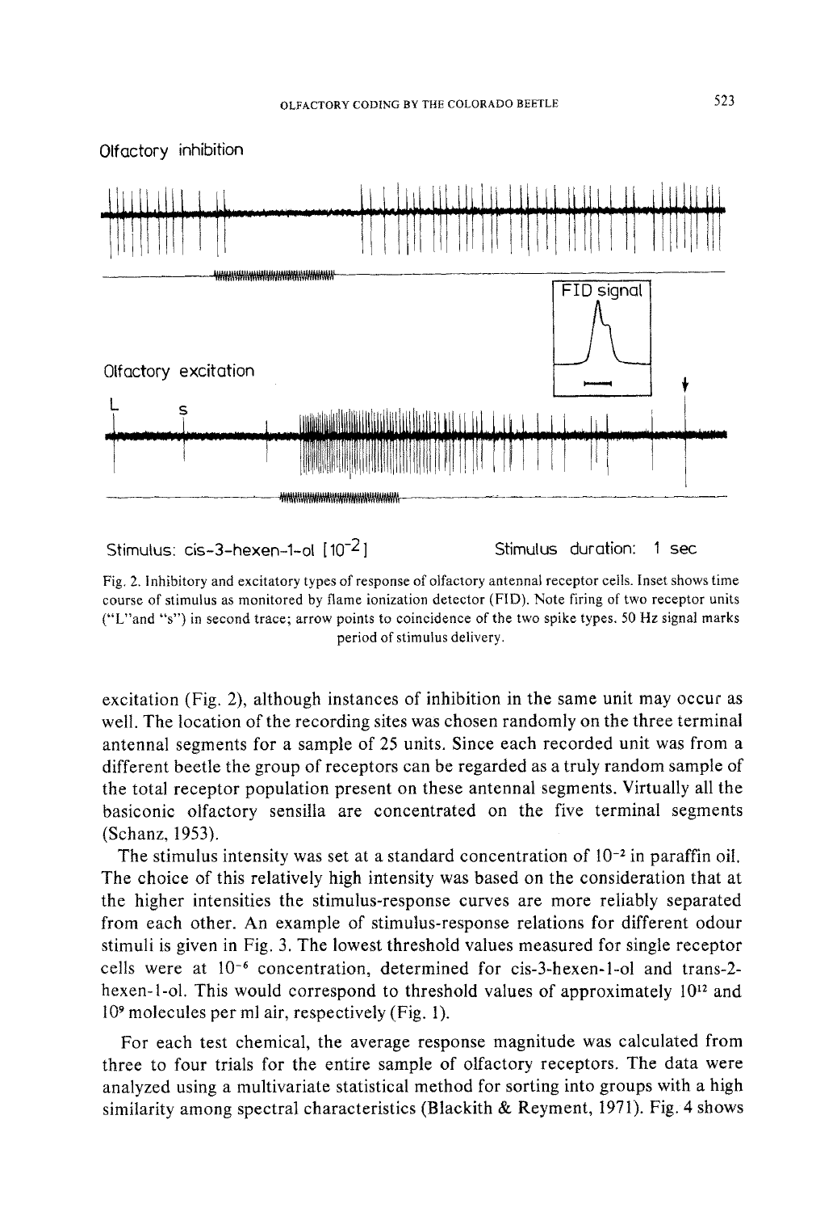Olfactory inhibition

FID signal

Olfactory excitation

L

S

Stimulus: cis-3-hexen-1-ol [$10^{-2}$]

Stimulus duration: 1 sec

Fig. 2. Inhibitory and excitatory types of response of olfactory antennal receptor cells. Inset shows time course of stimulus as monitored by flame ionization detector (FID). Note firing of two receptor units ("L" and "s") in second trace; arrow points to coincidence of the two spike types. 50 Hz signal marks period of stimulus delivery.

excitation (Fig. 2), although instances of inhibition in the same unit may occur as well. The location of the recording sites was chosen randomly on the three terminal antennal segments for a sample of 25 units. Since each recorded unit was from a different beetle the group of receptors can be regarded as a truly random sample of the total receptor population present on these antennal segments. Virtually all the basiconic olfactory sensilla are concentrated on the five terminal segments (Schanz, 1953).

The stimulus intensity was set at a standard concentration of $10^{-2}$ in paraffin oil. The choice of this relatively high intensity was based on the consideration that at the higher intensities the stimulus-response curves are more reliably separated from each other. An example of stimulus-response relations for different odour stimuli is given in Fig. 3. The lowest threshold values measured for single receptor cells were at $10^{-6}$ concentration, determined for cis-3-hexen-1-ol and trans-2-hexen-1-ol. This would correspond to threshold values of approximately $10^{12}$ and $10^{9}$ molecules per ml air, respectively (Fig. 1).

For each test chemical, the average response magnitude was calculated from three to four trials for the entire sample of olfactory receptors. The data were analyzed using a multivariate statistical method for sorting into groups with a high similarity among spectral characteristics (Blackith & Reyment, 1971). Fig. 4 shows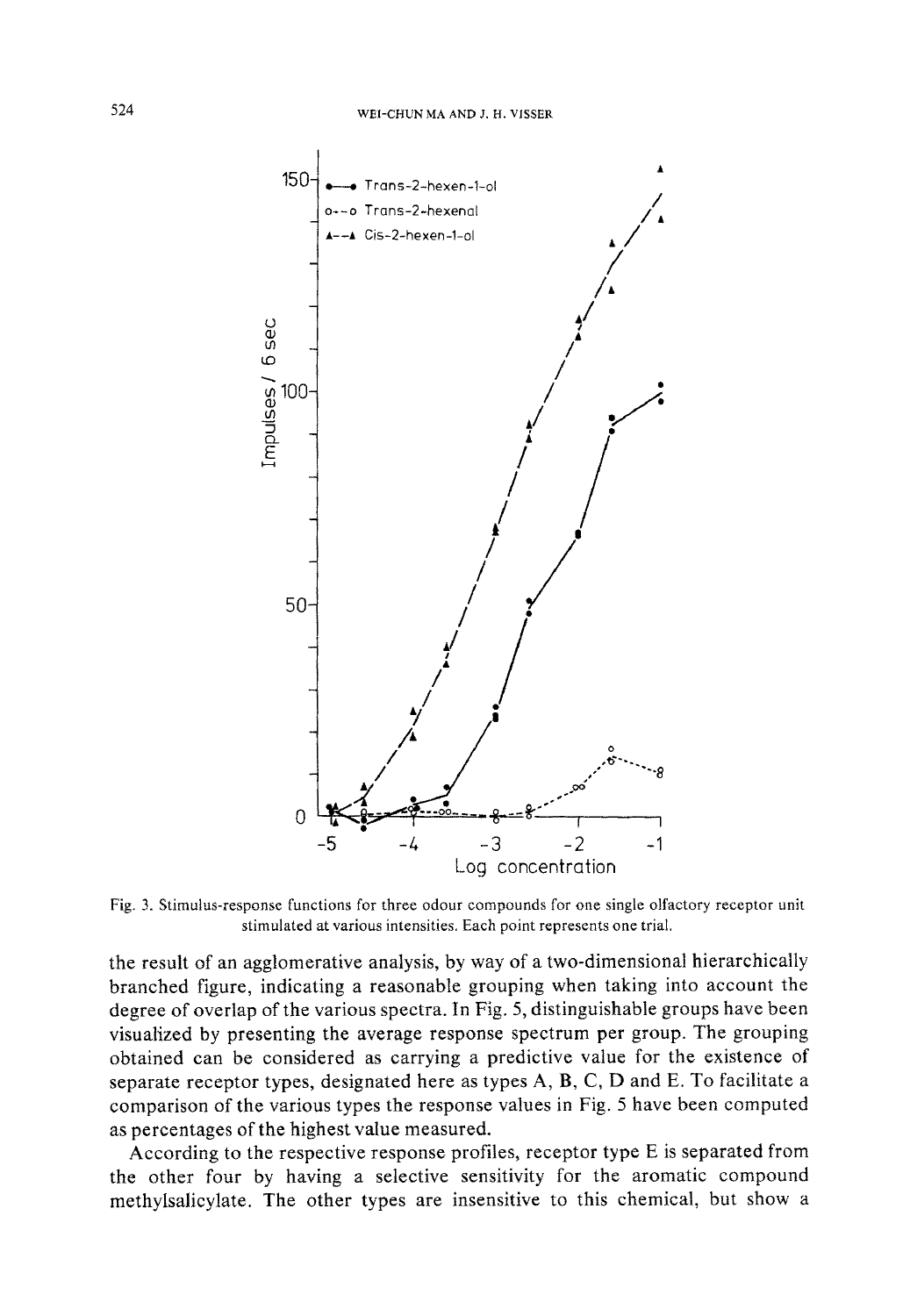150

Impulses / 6 sec

100

50

0

-5 -4 -3 -2 -1

Log concentration

●—● Trans-2-hexen-1-ol

o--o Trans-2-hexenal

▲--▲ Cis-2-hexen-1-ol

Fig. 3. Stimulus-response functions for three odour compounds for one single olfactory receptor unit stimulated at various intensities. Each point represents one trial.

the result of an agglomerative analysis, by way of a two-dimensional hierarchically branched figure, indicating a reasonable grouping when taking into account the degree of overlap of the various spectra. In Fig. 5, distinguishable groups have been visualized by presenting the average response spectrum per group. The grouping obtained can be considered as carrying a predictive value for the existence of separate receptor types, designated here as types A, B, C, D and E. To facilitate a comparison of the various types the response values in Fig. 5 have been computed as percentages of the highest value measured.

According to the respective response profiles, receptor type E is separated from the other four by having a selective sensitivity for the aromatic compound methylsalicylate. The other types are insensitive to this chemical, but show a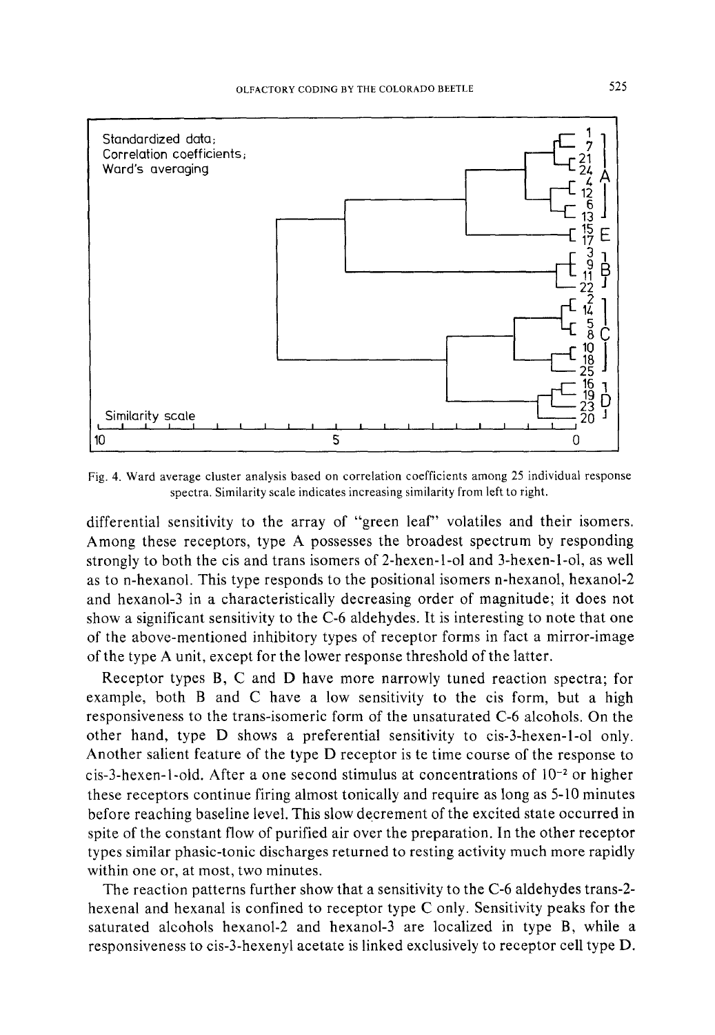Standardized data;
Correlation coefficients;
Ward's averaging

1
7
21
24
4
12
6
13
A
15
17
E
3
9
11
22
B
2
14
5
8
10
18
25
C
16
19
23
20
D

Similarity scale

10
5
0

Fig. 4. Ward average cluster analysis based on correlation coefficients among 25 individual response spectra. Similarity scale indicates increasing similarity from left to right.

differential sensitivity to the array of "green leaf" volatiles and their isomers. Among these receptors, type A possesses the broadest spectrum by responding strongly to both the cis and trans isomers of 2-hexen-1-ol and 3-hexen-1-ol, as well as to n-hexanol. This type responds to the positional isomers n-hexanol, hexanol-2 and hexanol-3 in a characteristically decreasing order of magnitude; it does not show a significant sensitivity to the C-6 aldehydes. It is interesting to note that one of the above-mentioned inhibitory types of receptor forms in fact a mirror-image of the type A unit, except for the lower response threshold of the latter.

Receptor types B, C and D have more narrowly tuned reaction spectra; for example, both B and C have a low sensitivity to the cis form, but a high responsiveness to the trans-isomeric form of the unsaturated C-6 alcohols. On the other hand, type D shows a preferential sensitivity to cis-3-hexen-1-ol only. Another salient feature of the type D receptor is te time course of the response to cis-3-hexen-1-old. After a one second stimulus at concentrations of $10^{-2}$ or higher these receptors continue firing almost tonically and require as long as 5-10 minutes before reaching baseline level. This slow decrement of the excited state occurred in spite of the constant flow of purified air over the preparation. In the other receptor types similar phasic-tonic discharges returned to resting activity much more rapidly within one or, at most, two minutes.

The reaction patterns further show that a sensitivity to the C-6 aldehydes trans-2-hexenal and hexanal is confined to receptor type C only. Sensitivity peaks for the saturated alcohols hexanol-2 and hexanol-3 are localized in type B, while a responsiveness to cis-3-hexenyl acetate is linked exclusively to receptor cell type D.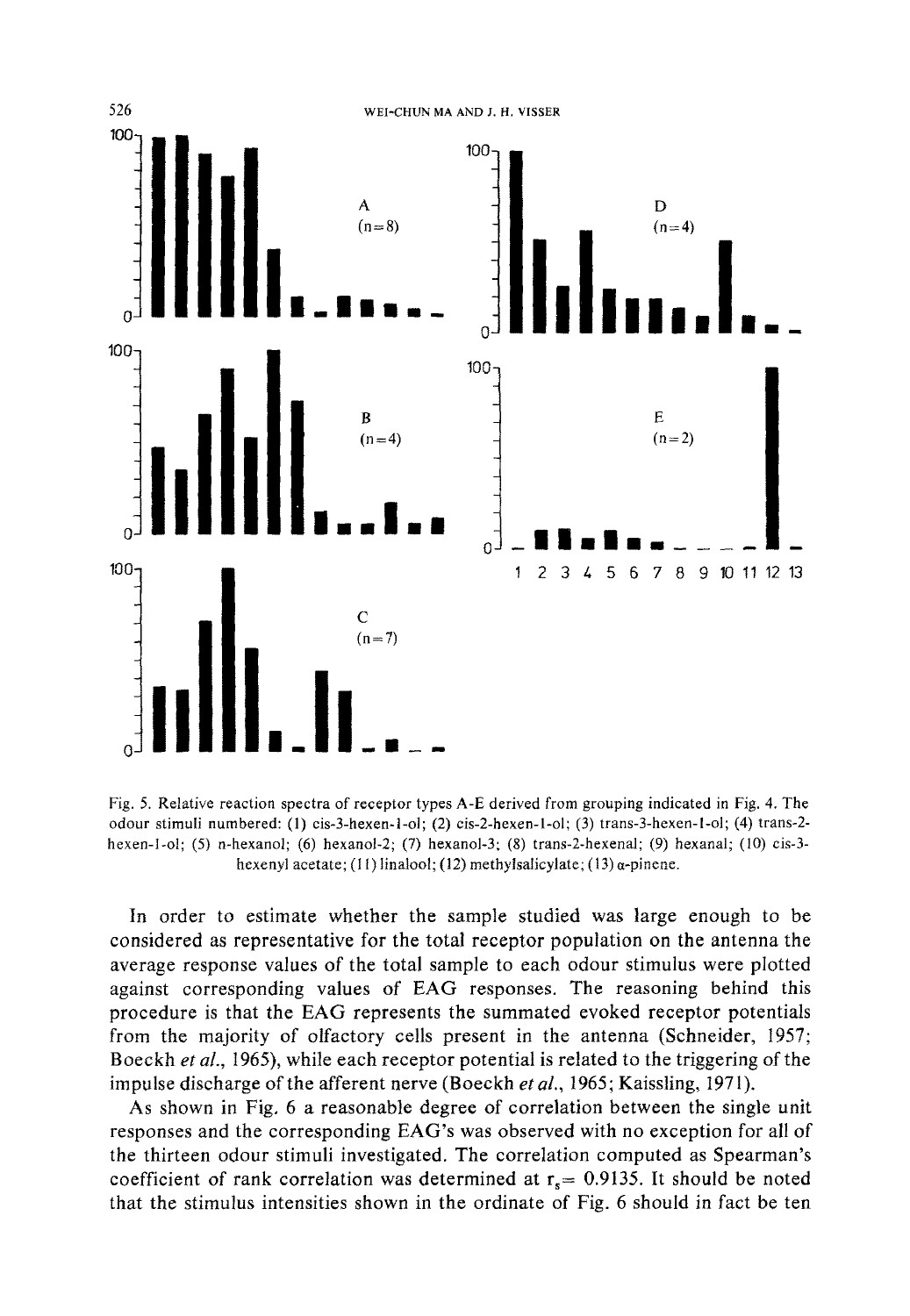Fig. 5. Relative reaction spectra of receptor types A-E derived from grouping indicated in Fig. 4. The odour stimuli numbered: (1) cis-3-hexen-1-ol; (2) cis-2-hexen-1-ol; (3) trans-3-hexen-1-ol; (4) trans-2-hexen-1-ol; (5) n-hexanol; (6) hexanol-2; (7) hexanol-3; (8) trans-2-hexenal; (9) hexanal; (10) cis-3-hexenyl acetate; (11) linalool; (12) methylsalicylate; (13) α-pinene.

In order to estimate whether the sample studied was large enough to be considered as representative for the total receptor population on the antenna the average response values of the total sample to each odour stimulus were plotted against corresponding values of EAG responses. The reasoning behind this procedure is that the EAG represents the summated evoked receptor potentials from the majority of olfactory cells present in the antenna (Schneider, 1957; Boeckh *et al.*, 1965), while each receptor potential is related to the triggering of the impulse discharge of the afferent nerve (Boeckh *et al.*, 1965; Kaissling, 1971).

As shown in Fig. 6 a reasonable degree of correlation between the single unit responses and the corresponding EAG's was observed with no exception for all of the thirteen odour stimuli investigated. The correlation computed as Spearman's coefficient of rank correlation was determined at $r_s = 0.9135$. It should be noted that the stimulus intensities shown in the ordinate of Fig. 6 should in fact be ten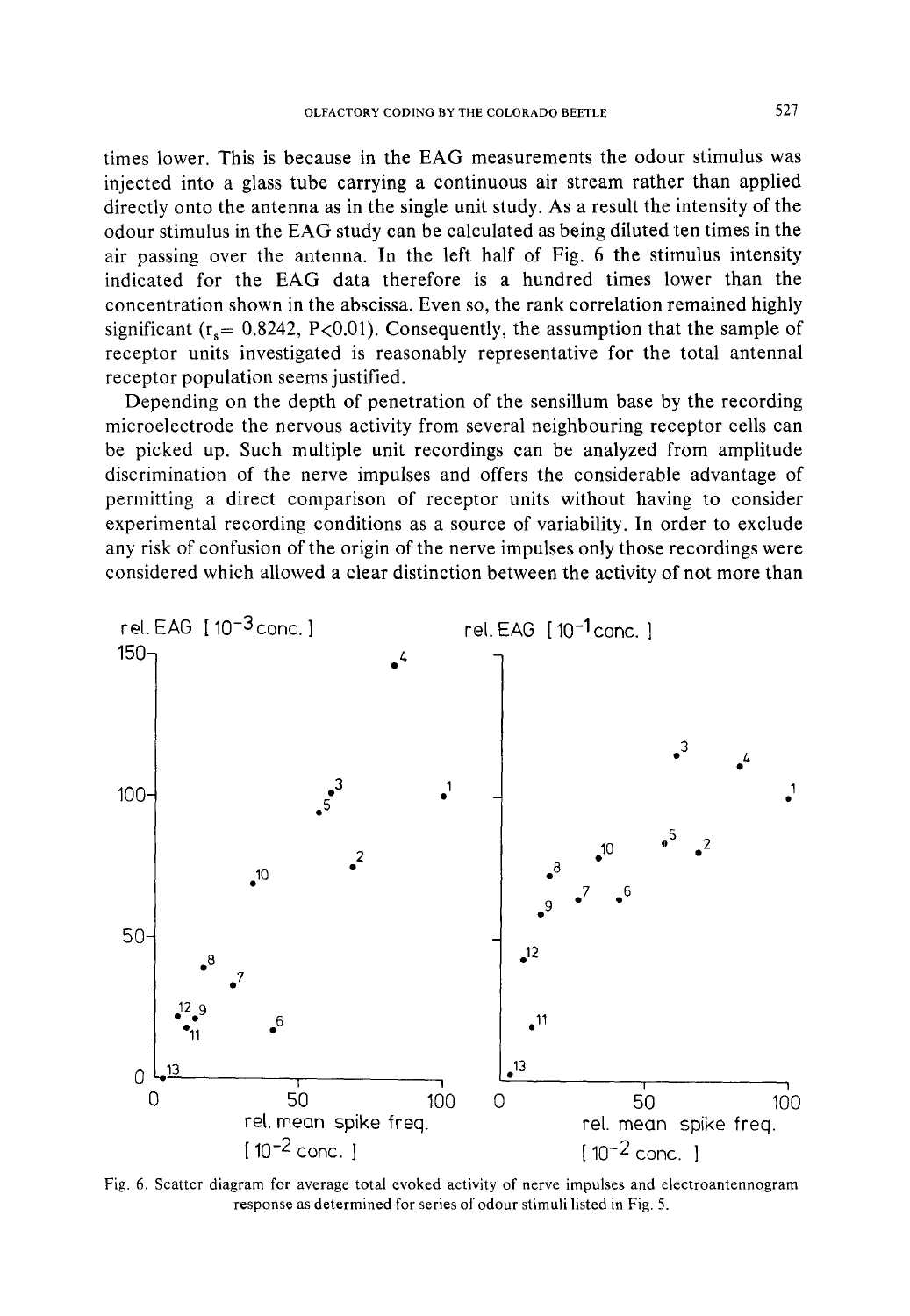times lower. This is because in the EAG measurements the odour stimulus was injected into a glass tube carrying a continuous air stream rather than applied directly onto the antenna as in the single unit study. As a result the intensity of the odour stimulus in the EAG study can be calculated as being diluted ten times in the air passing over the antenna. In the left half of Fig. 6 the stimulus intensity indicated for the EAG data therefore is a hundred times lower than the concentration shown in the abscissa. Even so, the rank correlation remained highly significant ($r_s = 0.8242$, $P<0.01$). Consequently, the assumption that the sample of receptor units investigated is reasonably representative for the total antennal receptor population seems justified.

Depending on the depth of penetration of the sensillum base by the recording microelectrode the nervous activity from several neighbouring receptor cells can be picked up. Such multiple unit recordings can be analyzed from amplitude discrimination of the nerve impulses and offers the considerable advantage of permitting a direct comparison of receptor units without having to consider experimental recording conditions as a source of variability. In order to exclude any risk of confusion of the origin of the nerve impulses only those recordings were considered which allowed a clear distinction between the activity of not more than

Fig. 6. Scatter diagram for average total evoked activity of nerve impulses and electroantennogram response as determined for series of odour stimuli listed in Fig. 5.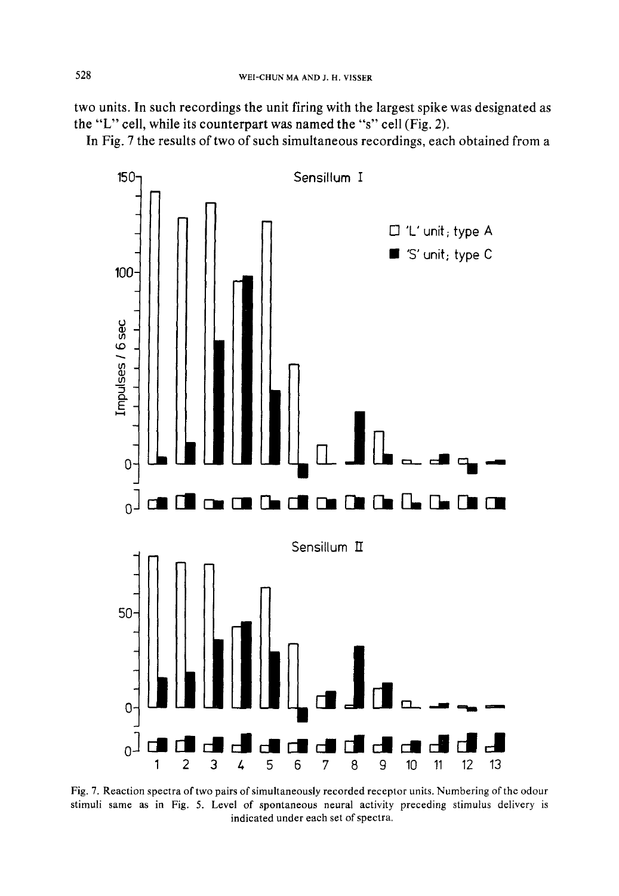two units. In such recordings the unit firing with the largest spike was designated as the "L" cell, while its counterpart was named the "s" cell (Fig. 2).

In Fig. 7 the results of two of such simultaneous recordings, each obtained from a

Sensillum I

□ 'L' unit; type A

■ 'S' unit; type C

150

100

0

0

Impulses / 6 sec

Sensillum II

50

0

0

1 2 3 4 5 6 7 8 9 10 11 12 13

Fig. 7. Reaction spectra of two pairs of simultaneously recorded receptor units. Numbering of the odour stimuli same as in Fig. 5. Level of spontaneous neural activity preceding stimulus delivery is indicated under each set of spectra.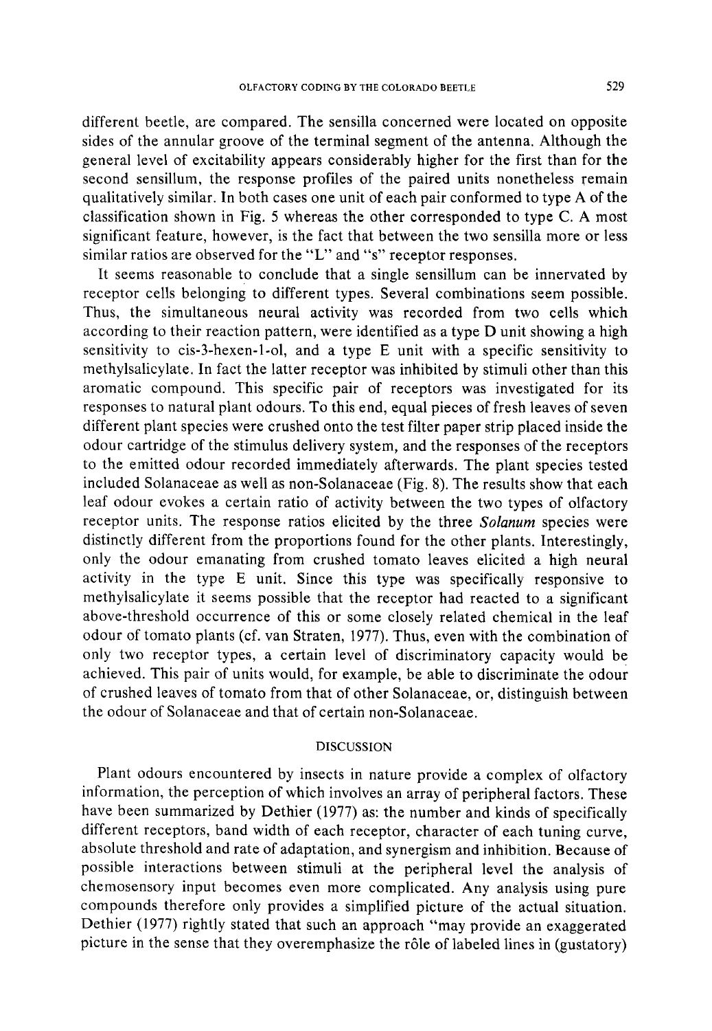different beetle, are compared. The sensilla concerned were located on opposite sides of the annular groove of the terminal segment of the antenna. Although the general level of excitability appears considerably higher for the first than for the second sensillum, the response profiles of the paired units nonetheless remain qualitatively similar. In both cases one unit of each pair conformed to type A of the classification shown in Fig. 5 whereas the other corresponded to type C. A most significant feature, however, is the fact that between the two sensilla more or less similar ratios are observed for the "L" and "s" receptor responses.

It seems reasonable to conclude that a single sensillum can be innervated by receptor cells belonging to different types. Several combinations seem possible. Thus, the simultaneous neural activity was recorded from two cells which according to their reaction pattern, were identified as a type D unit showing a high sensitivity to cis-3-hexen-1-ol, and a type E unit with a specific sensitivity to methylsalicylate. In fact the latter receptor was inhibited by stimuli other than this aromatic compound. This specific pair of receptors was investigated for its responses to natural plant odours. To this end, equal pieces of fresh leaves of seven different plant species were crushed onto the test filter paper strip placed inside the odour cartridge of the stimulus delivery system, and the responses of the receptors to the emitted odour recorded immediately afterwards. The plant species tested included Solanaceae as well as non-Solanaceae (Fig. 8). The results show that each leaf odour evokes a certain ratio of activity between the two types of olfactory receptor units. The response ratios elicited by the three *Solanum* species were distinctly different from the proportions found for the other plants. Interestingly, only the odour emanating from crushed tomato leaves elicited a high neural activity in the type E unit. Since this type was specifically responsive to methylsalicylate it seems possible that the receptor had reacted to a significant above-threshold occurrence of this or some closely related chemical in the leaf odour of tomato plants (cf. van Straten, 1977). Thus, even with the combination of only two receptor types, a certain level of discriminatory capacity would be achieved. This pair of units would, for example, be able to discriminate the odour of crushed leaves of tomato from that of other Solanaceae, or, distinguish between the odour of Solanaceae and that of certain non-Solanaceae.

## DISCUSSION

Plant odours encountered by insects in nature provide a complex of olfactory information, the perception of which involves an array of peripheral factors. These have been summarized by Dethier (1977) as: the number and kinds of specifically different receptors, band width of each receptor, character of each tuning curve, absolute threshold and rate of adaptation, and synergism and inhibition. Because of possible interactions between stimuli at the peripheral level the analysis of chemosensory input becomes even more complicated. Any analysis using pure compounds therefore only provides a simplified picture of the actual situation. Dethier (1977) rightly stated that such an approach "may provide an exaggerated picture in the sense that they overemphasize the rôle of labeled lines in (gustatory)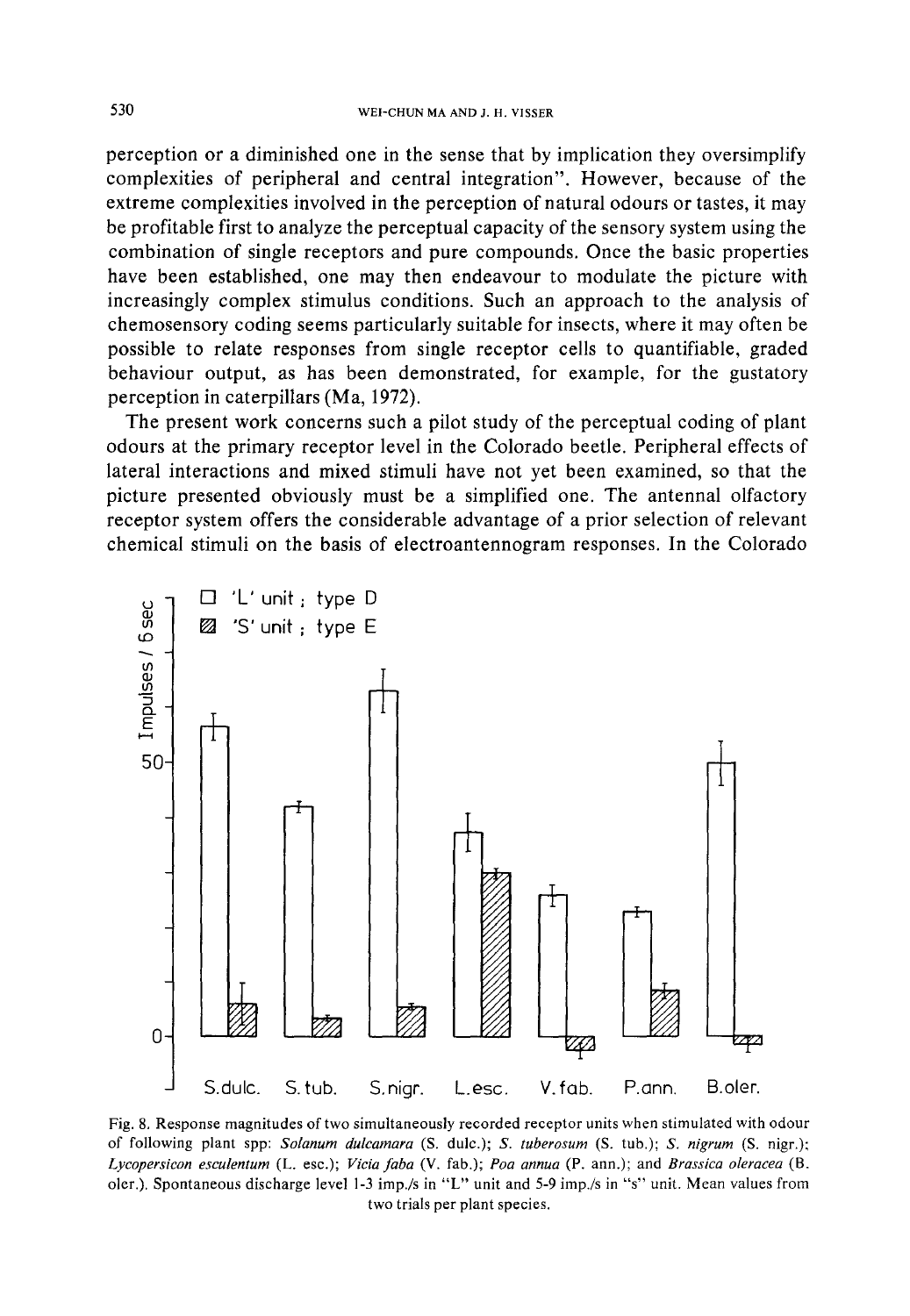perception or a diminished one in the sense that by implication they oversimplify complexities of peripheral and central integration". However, because of the extreme complexities involved in the perception of natural odours or tastes, it may be profitable first to analyze the perceptual capacity of the sensory system using the combination of single receptors and pure compounds. Once the basic properties have been established, one may then endeavour to modulate the picture with increasingly complex stimulus conditions. Such an approach to the analysis of chemosensory coding seems particularly suitable for insects, where it may often be possible to relate responses from single receptor cells to quantifiable, graded behaviour output, as has been demonstrated, for example, for the gustatory perception in caterpillars (Ma, 1972).

The present work concerns such a pilot study of the perceptual coding of plant odours at the primary receptor level in the Colorado beetle. Peripheral effects of lateral interactions and mixed stimuli have not yet been examined, so that the picture presented obviously must be a simplified one. The antennal olfactory receptor system offers the considerable advantage of a prior selection of relevant chemical stimuli on the basis of electroantennogram responses. In the Colorado

'L' unit ; type D
'S' unit ; type E

Impulses / 6 sec

50

0

S.dulc. S.tub. S.nigr. L.esc. V.fab. P.ann. B.oler.

Fig. 8. Response magnitudes of two simultaneously recorded receptor units when stimulated with odour of following plant spp: *Solanum dulcamara* (S. dulc.); *S. tuberosum* (S. tub.); *S. nigrum* (S. nigr.); *Lycopersicon esculentum* (L. esc.); *Vicia faba* (V. fab.); *Poa annua* (P. ann.); and *Brassica oleracea* (B. oler.). Spontaneous discharge level 1-3 imp./s in "L" unit and 5-9 imp./s in "s" unit. Mean values from two trials per plant species.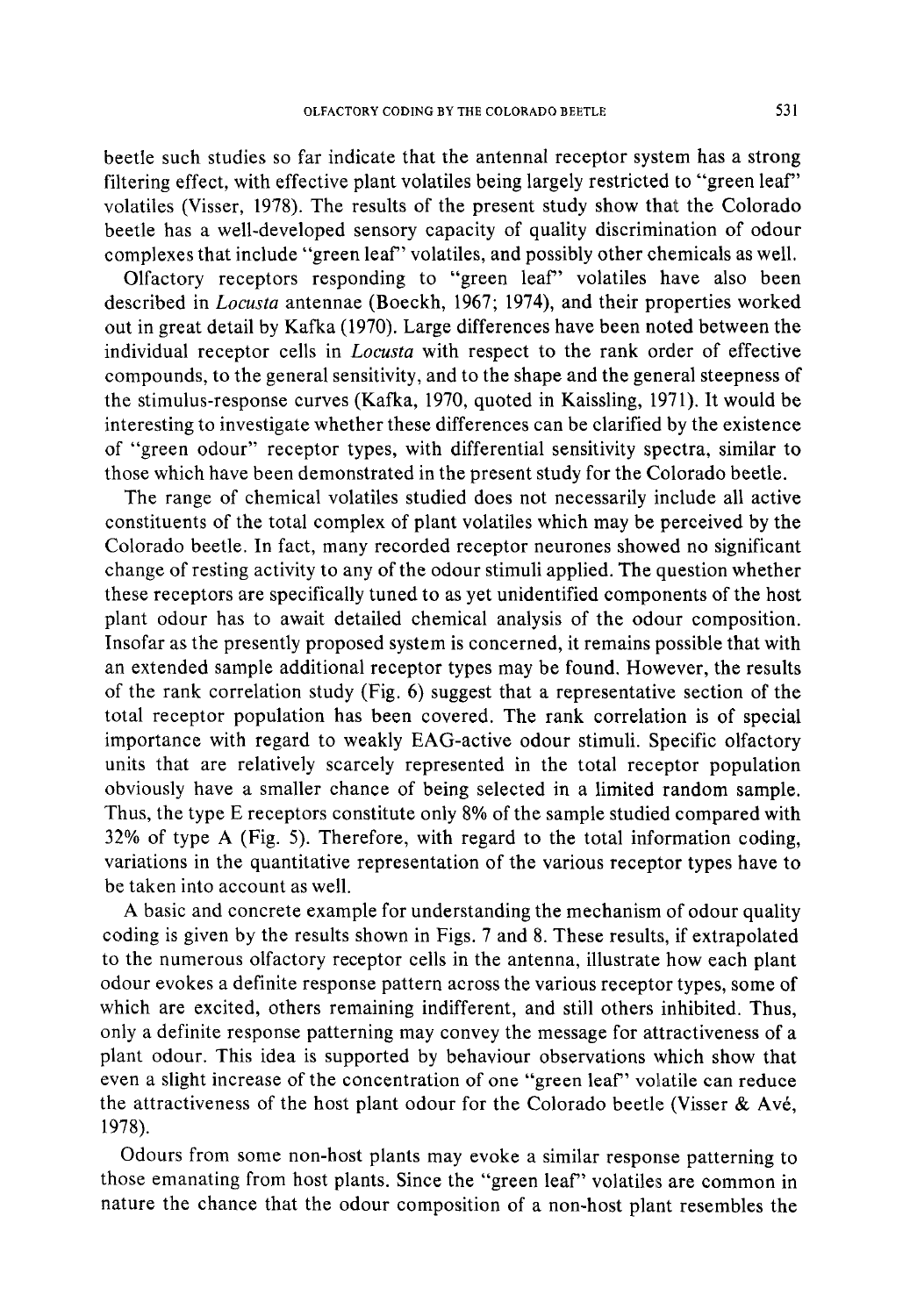beetle such studies so far indicate that the antennal receptor system has a strong filtering effect, with effective plant volatiles being largely restricted to "green leaf" volatiles (Visser, 1978). The results of the present study show that the Colorado beetle has a well-developed sensory capacity of quality discrimination of odour complexes that include "green leaf" volatiles, and possibly other chemicals as well.

Olfactory receptors responding to "green leaf" volatiles have also been described in *Locusta* antennae (Boeckh, 1967; 1974), and their properties worked out in great detail by Kafka (1970). Large differences have been noted between the individual receptor cells in *Locusta* with respect to the rank order of effective compounds, to the general sensitivity, and to the shape and the general steepness of the stimulus-response curves (Kafka, 1970, quoted in Kaissling, 1971). It would be interesting to investigate whether these differences can be clarified by the existence of "green odour" receptor types, with differential sensitivity spectra, similar to those which have been demonstrated in the present study for the Colorado beetle.

The range of chemical volatiles studied does not necessarily include all active constituents of the total complex of plant volatiles which may be perceived by the Colorado beetle. In fact, many recorded receptor neurones showed no significant change of resting activity to any of the odour stimuli applied. The question whether these receptors are specifically tuned to as yet unidentified components of the host plant odour has to await detailed chemical analysis of the odour composition. Insofar as the presently proposed system is concerned, it remains possible that with an extended sample additional receptor types may be found. However, the results of the rank correlation study (Fig. 6) suggest that a representative section of the total receptor population has been covered. The rank correlation is of special importance with regard to weakly EAG-active odour stimuli. Specific olfactory units that are relatively scarcely represented in the total receptor population obviously have a smaller chance of being selected in a limited random sample. Thus, the type E receptors constitute only 8% of the sample studied compared with 32% of type A (Fig. 5). Therefore, with regard to the total information coding, variations in the quantitative representation of the various receptor types have to be taken into account as well.

A basic and concrete example for understanding the mechanism of odour quality coding is given by the results shown in Figs. 7 and 8. These results, if extrapolated to the numerous olfactory receptor cells in the antenna, illustrate how each plant odour evokes a definite response pattern across the various receptor types, some of which are excited, others remaining indifferent, and still others inhibited. Thus, only a definite response patterning may convey the message for attractiveness of a plant odour. This idea is supported by behaviour observations which show that even a slight increase of the concentration of one "green leaf" volatile can reduce the attractiveness of the host plant odour for the Colorado beetle (Visser & Avé, 1978).

Odours from some non-host plants may evoke a similar response patterning to those emanating from host plants. Since the "green leaf" volatiles are common in nature the chance that the odour composition of a non-host plant resembles the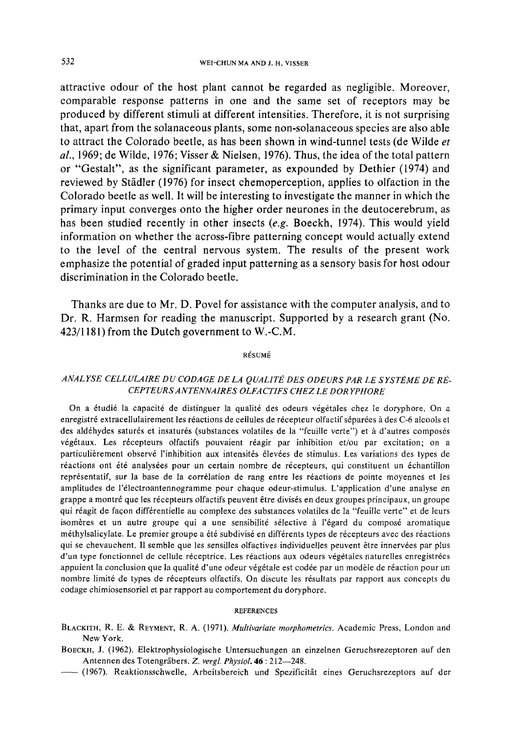attractive odour of the host plant cannot be regarded as negligible. Moreover, comparable response patterns in one and the same set of receptors may be produced by different stimuli at different intensities. Therefore, it is not surprising that, apart from the solanaceous plants, some non-solanaceous species are also able to attract the Colorado beetle, as has been shown in wind-tunnel tests (de Wilde *et al.*, 1969; de Wilde, 1976; Visser & Nielsen, 1976). Thus, the idea of the total pattern or "Gestalt", as the significant parameter, as expounded by Dethier (1974) and reviewed by Städler (1976) for insect chemoperception, applies to olfaction in the Colorado beetle as well. It will be interesting to investigate the manner in which the primary input converges onto the higher order neurones in the deutocerebrum, as has been studied recently in other insects (*e.g.* Boeckh, 1974). This would yield information on whether the across-fibre patterning concept would actually extend to the level of the central nervous system. The results of the present work emphasize the potential of graded input patterning as a sensory basis for host odour discrimination in the Colorado beetle.

Thanks are due to Mr. D. Povel for assistance with the computer analysis, and to Dr. R. Harmsen for reading the manuscript. Supported by a research grant (No. 423/1181) from the Dutch government to W.-C.M.

## RÉSUMÉ

### *ANALYSE CELLULAIRE DU CODAGE DE LA QUALITÉ DES ODEURS PAR LE SYSTÈME DE RÉCEPTEURS ANTENNAIRES OLFACTIFS CHEZ LE DORYPHORE*

On a étudié la capacité de distinguer la qualité des odeurs végétales chez le doryphore. On a enregistré extracellulairement les réactions de cellules de récepteur olfactif séparées à des C-6 alcools et des aldéhydes saturés et insaturés (substances volatiles de la "feuille verte") et à d'autres composés végétaux. Les récepteurs olfactifs pouvaient réagir par inhibition et/ou par excitation; on a particulièrement observé l'inhibition aux intensités élevées de stimulus. Les variations des types de réactions ont été analysées pour un certain nombre de récepteurs, qui constituent un échantillon représentatif, sur la base de la corrélation de rang entre les réactions de pointe moyennes et les amplitudes de l'électroantennogramme pour chaque odeur-stimulus. L'application d'une analyse en grappe a montré que les récepteurs olfactifs peuvent être divisés en deux groupes principaux, un groupe qui réagit de façon différentielle au complexe des substances volatiles de la "feuille verte" et de leurs isomères et un autre groupe qui a une sensibilité sélective à l'égard du composé aromatique méthylsalicylate. Le premier groupe a été subdivisé en différents types de récepteurs avec des réactions qui se chevauchent. Il semble que les sensilles olfactives individuelles peuvent être innervées par plus d'un type fonctionnel de cellule réceptrice. Les réactions aux odeurs végétales naturelles enregistrées appuient la conclusion que la qualité d'une odeur végétale est codée par un modèle de réaction pour un nombre limité de types de récepteurs olfactifs. On discute les résultats par rapport aux concepts du codage chimiosensoriel et par rapport au comportement du doryphore.

## REFERENCES

Blackith, R. E. & Reyment, R. A. (1971). *Multivariate morphometrics*. Academic Press, London and New York.

Boeckh, J. (1962). Elektrophysiologische Untersuchungen an einzelnen Geruchsrezeptoren auf den Antennen des Totengräbers. *Z. vergl. Physiol.* **46** : 212—248.

—— (1967). Reaktionsschwelle, Arbeitsbereich und Spezificität eines Geruchsrezeptors auf der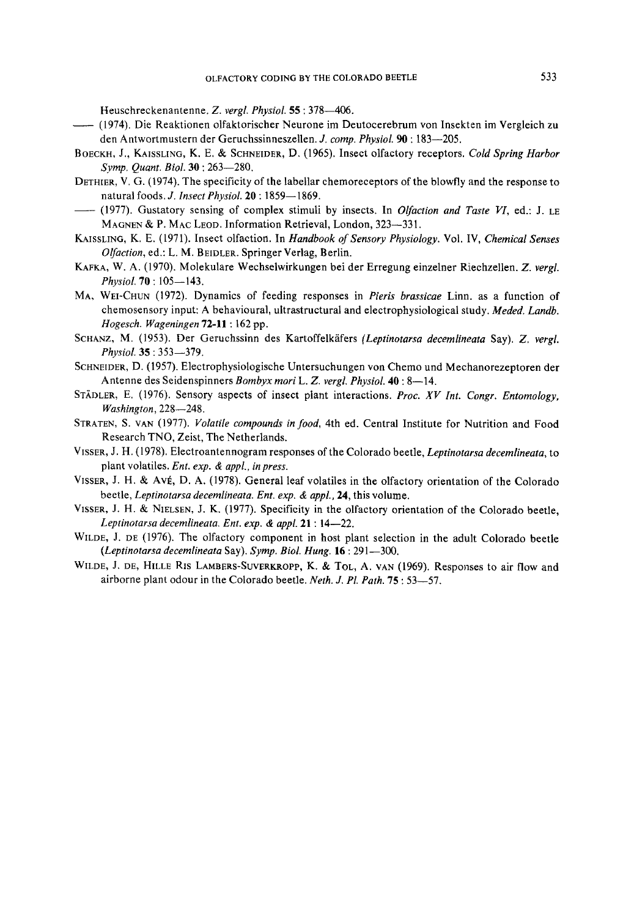Heuschreckenantenne. *Z. vergl. Physiol.* **55** : 378—406.

—— (1974). Die Reaktionen olfaktorischer Neurone im Deutocerebrum von Insekten im Vergleich zu den Antwortmustern der Geruchssinneszellen. *J. comp. Physiol.* **90** : 183—205.

Boeckh, J., Kaissling, K. E. & Schneider, D. (1965). Insect olfactory receptors. *Cold Spring Harbor Symp. Quant. Biol.* **30** : 263—280.

Dethier, V. G. (1974). The specificity of the labellar chemoreceptors of the blowfly and the response to natural foods. *J. Insect Physiol.* **20** : 1859—1869.

—— (1977). Gustatory sensing of complex stimuli by insects. In *Olfaction and Taste VI*, ed.: J. le Magnen & P. Mac Leod. Information Retrieval, London, 323—331.

Kaissling, K. E. (1971). Insect olfaction. In *Handbook of Sensory Physiology*. Vol. IV, *Chemical Senses Olfaction*, ed.: L. M. Beidler. Springer Verlag, Berlin.

Kafka, W. A. (1970). Molekulare Wechselwirkungen bei der Erregung einzelner Riechzellen. *Z. vergl. Physiol.* **70** : 105—143.

Ma, Wei-Chun (1972). Dynamics of feeding responses in *Pieris brassicae* Linn. as a function of chemosensory input: A behavioural, ultrastructural and electrophysiological study. *Meded. Landb. Hogesch. Wageningen* **72-11** : 162 pp.

Schanz, M. (1953). Der Geruchssinn des Kartoffelkäfers *(Leptinotarsa decemlineata* Say). *Z. vergl. Physiol.* **35** : 353—379.

Schneider, D. (1957). Electrophysiologische Untersuchungen von Chemo und Mechanorezeptoren der Antenne des Seidenspinners *Bombyx mori* L. *Z. vergl. Physiol.* **40** : 8—14.

Städler, E. (1976). Sensory aspects of insect plant interactions. *Proc. XV Int. Congr. Entomology, Washington*, 228—248.

Straten, S. van (1977). *Volatile compounds in food*, 4th ed. Central Institute for Nutrition and Food Research TNO, Zeist, The Netherlands.

Visser, J. H. (1978). Electroantennogram responses of the Colorado beetle, *Leptinotarsa decemlineata*, to plant volatiles. *Ent. exp. & appl., in press.*

Visser, J. H. & Avé, D. A. (1978). General leaf volatiles in the olfactory orientation of the Colorado beetle, *Leptinotarsa decemlineata*. *Ent. exp. & appl.*, **24**, this volume.

Visser, J. H. & Nielsen, J. K. (1977). Specificity in the olfactory orientation of the Colorado beetle, *Leptinotarsa decemlineata*. *Ent. exp. & appl.* **21** : 14—22.

Wilde, J. de (1976). The olfactory component in host plant selection in the adult Colorado beetle *(Leptinotarsa decemlineata* Say). *Symp. Biol. Hung.* **16** : 291—300.

Wilde, J. de, Hille Ris Lambers-Suverkropp, K. & Tol, A. van (1969). Responses to air flow and airborne plant odour in the Colorado beetle. *Neth. J. Pl. Path.* **75** : 53—57.